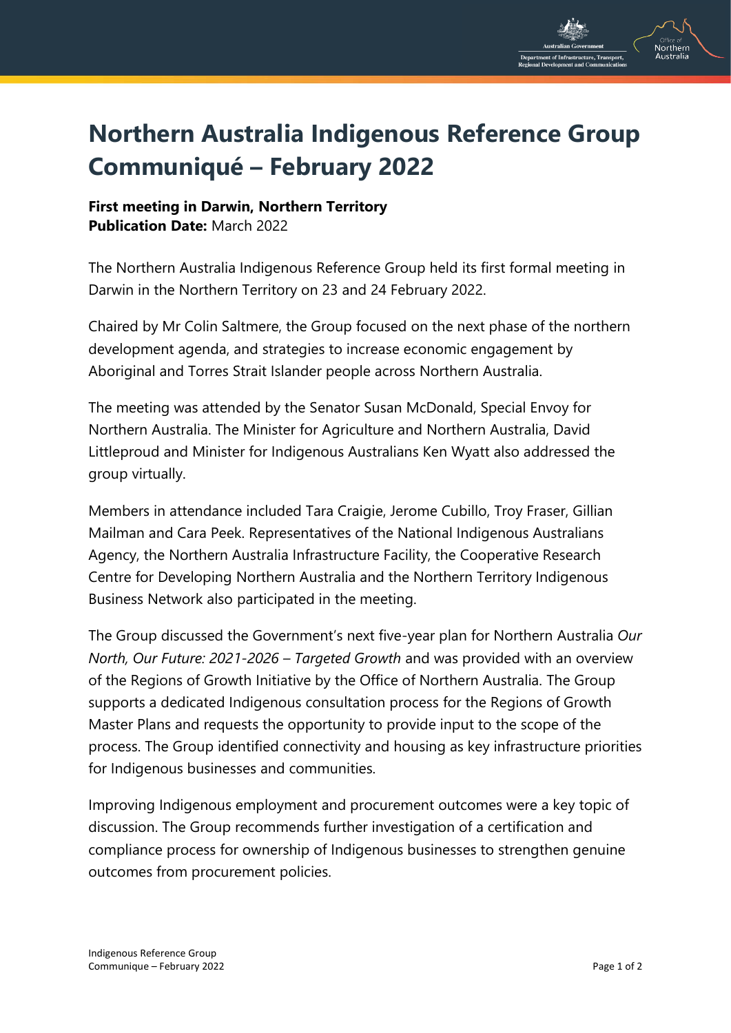# Northern Australia Indigenous Reference Group Communiqué – February 2022

**First meeting in Darwin, Northern Territory**
**Publication Date:** March 2022

The Northern Australia Indigenous Reference Group held its first formal meeting in Darwin in the Northern Territory on 23 and 24 February 2022.

Chaired by Mr Colin Saltmere, the Group focused on the next phase of the northern development agenda, and strategies to increase economic engagement by Aboriginal and Torres Strait Islander people across Northern Australia.

The meeting was attended by the Senator Susan McDonald, Special Envoy for Northern Australia. The Minister for Agriculture and Northern Australia, David Littleproud and Minister for Indigenous Australians Ken Wyatt also addressed the group virtually.

Members in attendance included Tara Craigie, Jerome Cubillo, Troy Fraser, Gillian Mailman and Cara Peek. Representatives of the National Indigenous Australians Agency, the Northern Australia Infrastructure Facility, the Cooperative Research Centre for Developing Northern Australia and the Northern Territory Indigenous Business Network also participated in the meeting.

The Group discussed the Government's next five-year plan for Northern Australia *Our North, Our Future: 2021-2026 – Targeted Growth* and was provided with an overview of the Regions of Growth Initiative by the Office of Northern Australia. The Group supports a dedicated Indigenous consultation process for the Regions of Growth Master Plans and requests the opportunity to provide input to the scope of the process. The Group identified connectivity and housing as key infrastructure priorities for Indigenous businesses and communities.

Improving Indigenous employment and procurement outcomes were a key topic of discussion. The Group recommends further investigation of a certification and compliance process for ownership of Indigenous businesses to strengthen genuine outcomes from procurement policies.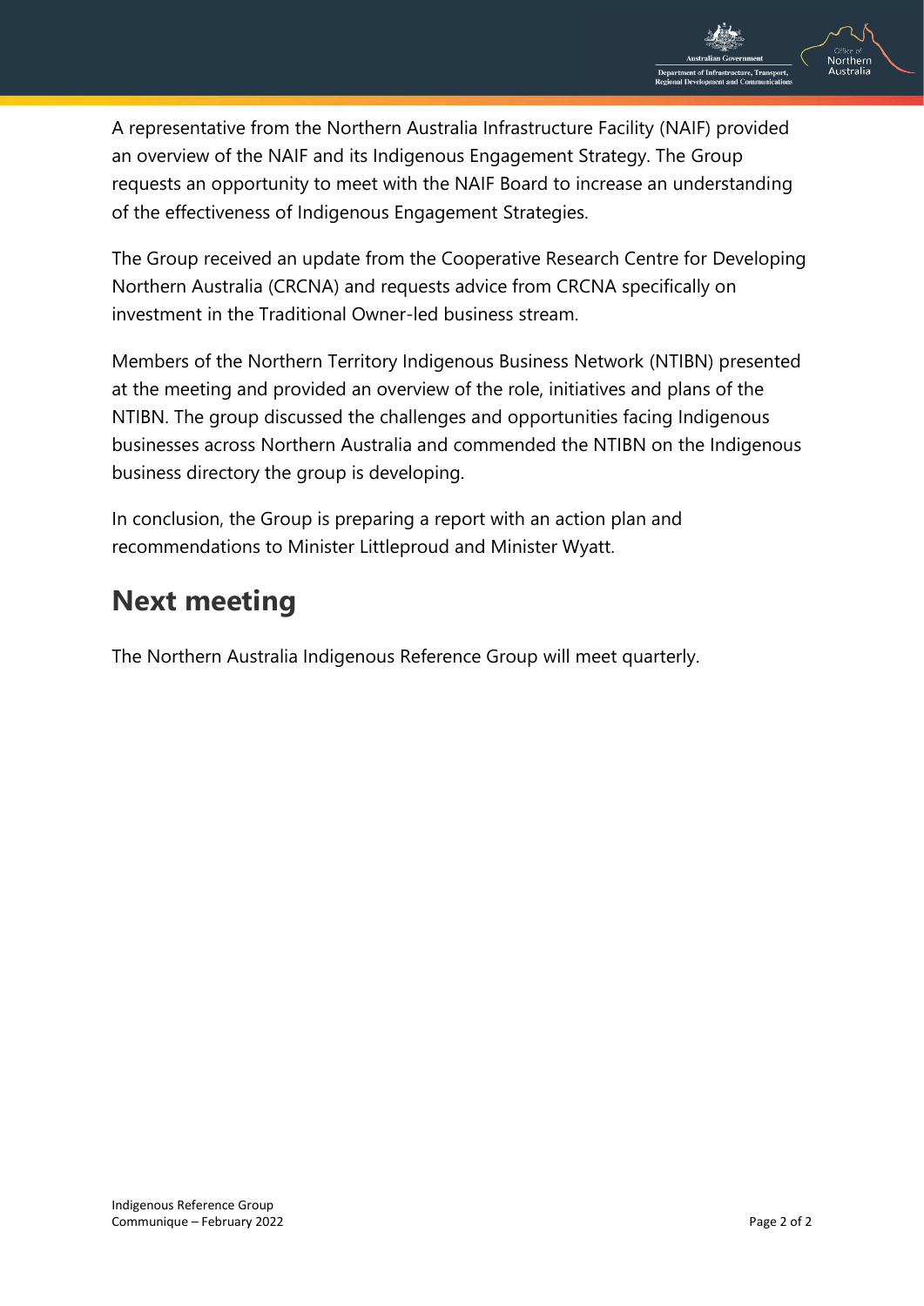A representative from the Northern Australia Infrastructure Facility (NAIF) provided an overview of the NAIF and its Indigenous Engagement Strategy. The Group requests an opportunity to meet with the NAIF Board to increase an understanding of the effectiveness of Indigenous Engagement Strategies.

The Group received an update from the Cooperative Research Centre for Developing Northern Australia (CRCNA) and requests advice from CRCNA specifically on investment in the Traditional Owner-led business stream.

Members of the Northern Territory Indigenous Business Network (NTIBN) presented at the meeting and provided an overview of the role, initiatives and plans of the NTIBN. The group discussed the challenges and opportunities facing Indigenous businesses across Northern Australia and commended the NTIBN on the Indigenous business directory the group is developing.

In conclusion, the Group is preparing a report with an action plan and recommendations to Minister Littleproud and Minister Wyatt.

## Next meeting

The Northern Australia Indigenous Reference Group will meet quarterly.